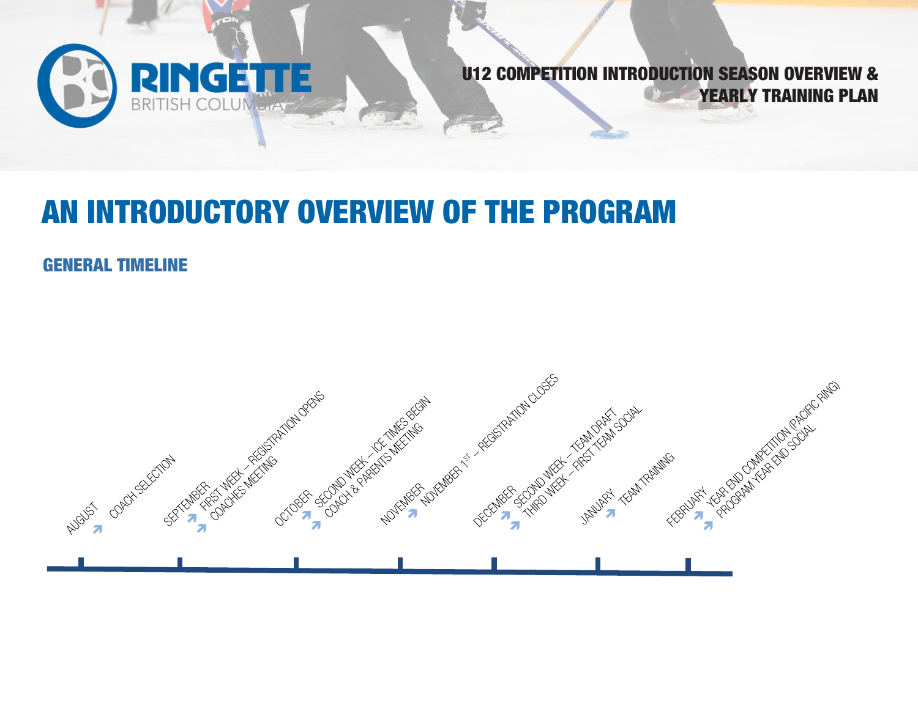# U12 COMPETITION INTRODUCTION SEASON OVERVIEW & YEARLY TRAINING PLAN

# AN INTRODUCTORY OVERVIEW OF THE PROGRAM

## GENERAL TIMELINE

- AUGUST
  - COACH SELECTION
- SEPTEMBER
  - FIRST WEEK – REGISTRATION OPENS
  - COACHES MEETING
- OCTOBER
  - SECOND WEEK – ICE TIMES BEGIN
  - COACH & PARENTS MEETING
- NOVEMBER
  - NOVEMBER 1ST – REGISTRATION CLOSES
- DECEMBER
  - SECOND WEEK – TEAM DRAFT
  - THIRD WEEK – FIRST TEAM SOCIAL
- JANUARY
  - TEAM TRAINING
- FEBRUARY
  - YEAR END COMPETITION (PACIFIC RING)
  - PROGRAM YEAR END SOCIAL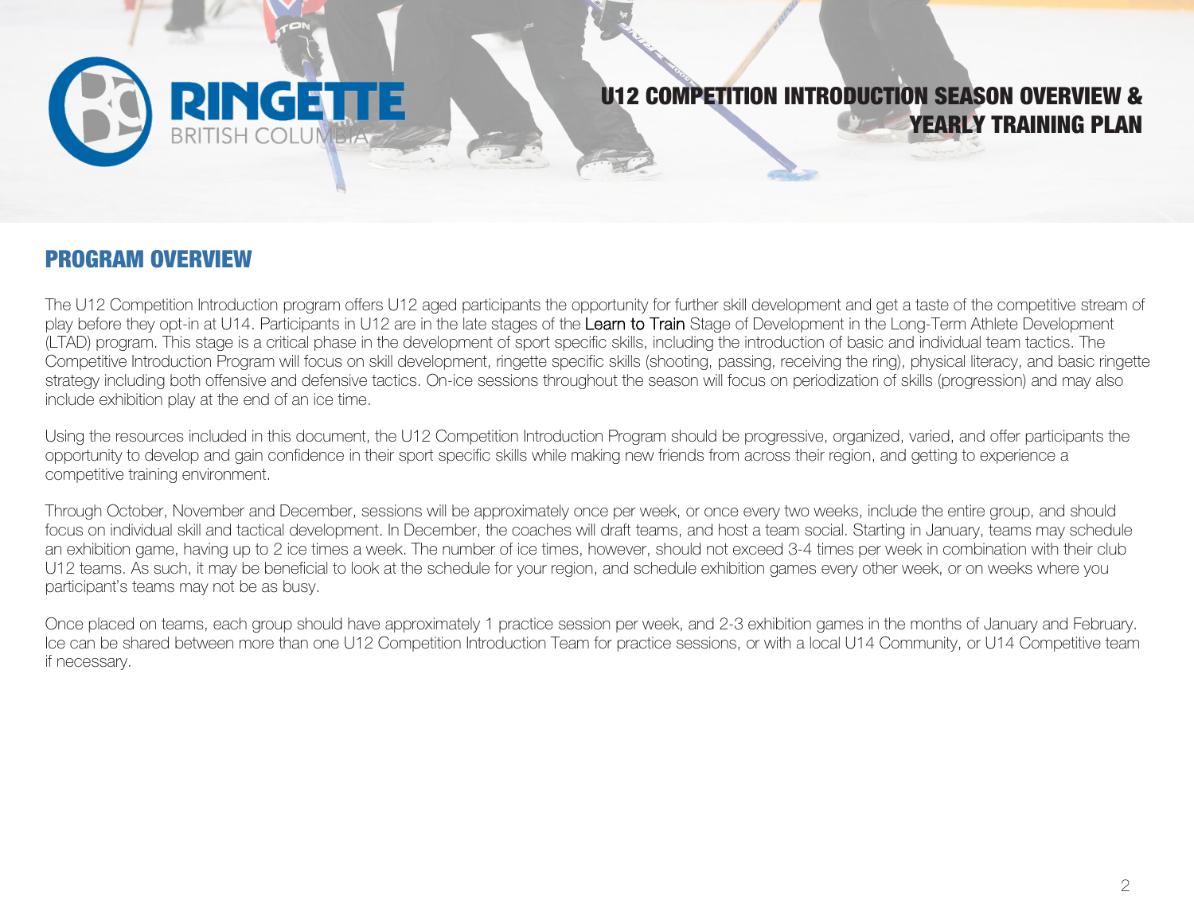# U12 COMPETITION INTRODUCTION SEASON OVERVIEW & YEARLY TRAINING PLAN

## PROGRAM OVERVIEW

The U12 Competition Introduction program offers U12 aged participants the opportunity for further skill development and get a taste of the competitive stream of play before they opt-in at U14. Participants in U12 are in the late stages of the Learn to Train Stage of Development in the Long-Term Athlete Development (LTAD) program. This stage is a critical phase in the development of sport specific skills, including the introduction of basic and individual team tactics. The Competitive Introduction Program will focus on skill development, ringette specific skills (shooting, passing, receiving the ring), physical literacy, and basic ringette strategy including both offensive and defensive tactics. On-ice sessions throughout the season will focus on periodization of skills (progression) and may also include exhibition play at the end of an ice time.

Using the resources included in this document, the U12 Competition Introduction Program should be progressive, organized, varied, and offer participants the opportunity to develop and gain confidence in their sport specific skills while making new friends from across their region, and getting to experience a competitive training environment.

Through October, November and December, sessions will be approximately once per week, or once every two weeks, include the entire group, and should focus on individual skill and tactical development. In December, the coaches will draft teams, and host a team social. Starting in January, teams may schedule an exhibition game, having up to 2 ice times a week. The number of ice times, however, should not exceed 3-4 times per week in combination with their club U12 teams. As such, it may be beneficial to look at the schedule for your region, and schedule exhibition games every other week, or on weeks where you participant's teams may not be as busy.

Once placed on teams, each group should have approximately 1 practice session per week, and 2-3 exhibition games in the months of January and February. Ice can be shared between more than one U12 Competition Introduction Team for practice sessions, or with a local U14 Community, or U14 Competitive team if necessary.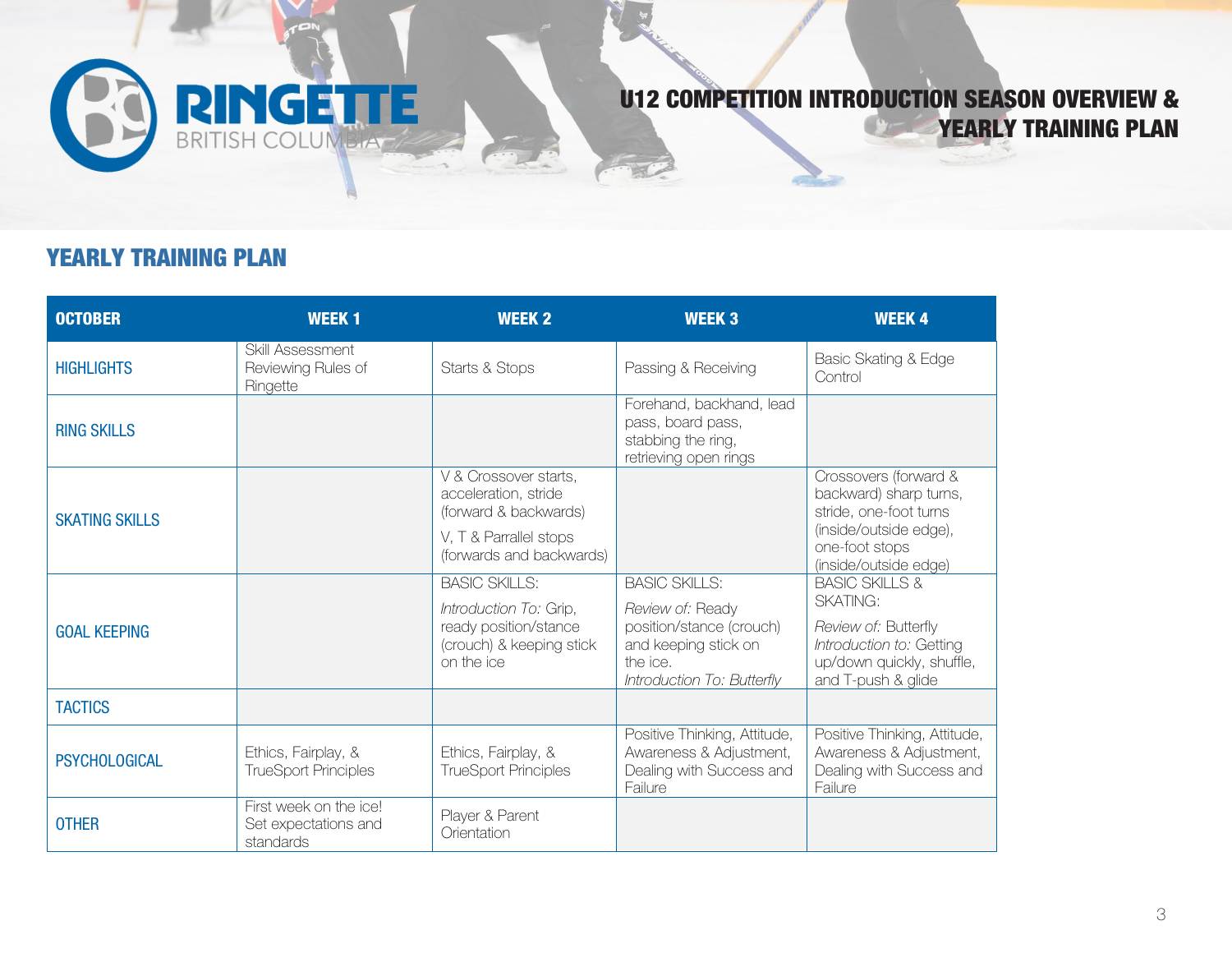# U12 COMPETITION INTRODUCTION SEASON OVERVIEW & YEARLY TRAINING PLAN

## YEARLY TRAINING PLAN

| OCTOBER | WEEK 1 | WEEK 2 | WEEK 3 | WEEK 4 |
|---|---|---|---|---|
| HIGHLIGHTS | Skill Assessment Reviewing Rules of Ringette | Starts & Stops | Passing & Receiving | Basic Skating & Edge Control |
| RING SKILLS | | | Forehand, backhand, lead pass, board pass, stabbing the ring, retrieving open rings | |
| SKATING SKILLS | | V & Crossover starts, acceleration, stride (forward & backwards)<br>V, T & Parrallel stops (forwards and backwards) | | Crossovers (forward & backward) sharp turns, stride, one-foot turns (inside/outside edge), one-foot stops (inside/outside edge) |
| GOAL KEEPING | | BASIC SKILLS:<br>*Introduction To:* Grip, ready position/stance (crouch) & keeping stick on the ice | BASIC SKILLS:<br>*Review of:* Ready position/stance (crouch) and keeping stick on the ice.<br>*Introduction To: Butterfly* | BASIC SKILLS & SKATING:<br>*Review of:* Butterfly<br>*Introduction to:* Getting up/down quickly, shuffle, and T-push & glide |
| TACTICS | | | | |
| PSYCHOLOGICAL | Ethics, Fairplay, & TrueSport Principles | Ethics, Fairplay, & TrueSport Principles | Positive Thinking, Attitude, Awareness & Adjustment, Dealing with Success and Failure | Positive Thinking, Attitude, Awareness & Adjustment, Dealing with Success and Failure |
| OTHER | First week on the ice! Set expectations and standards | Player & Parent Orientation | | |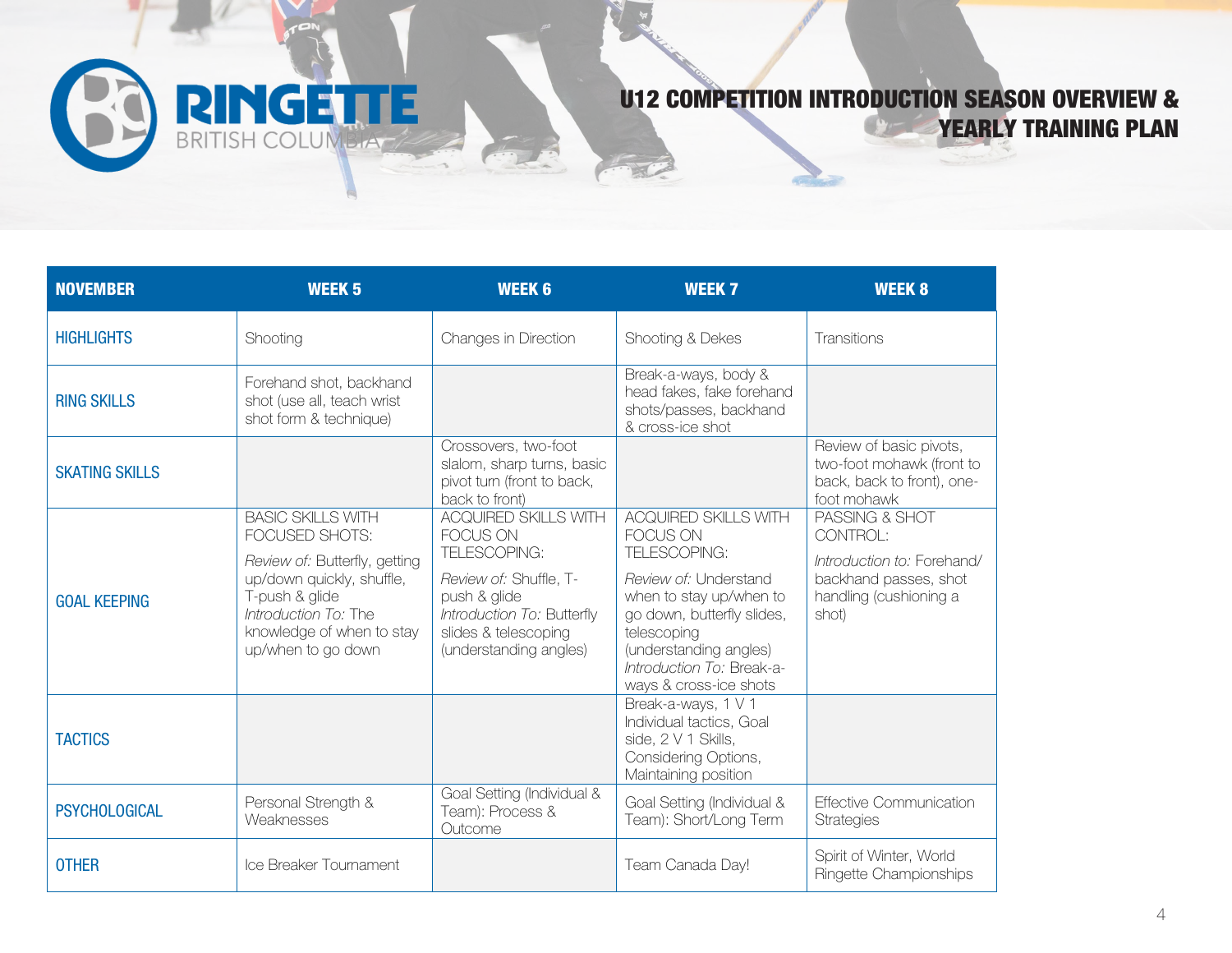# U12 COMPETITION INTRODUCTION SEASON OVERVIEW & YEARLY TRAINING PLAN

| NOVEMBER | WEEK 5 | WEEK 6 | WEEK 7 | WEEK 8 |
|---|---|---|---|---|
| HIGHLIGHTS | Shooting | Changes in Direction | Shooting & Dekes | Transitions |
| RING SKILLS | Forehand shot, backhand shot (use all, teach wrist shot form & technique) | | Break-a-ways, body & head fakes, fake forehand shots/passes, backhand & cross-ice shot | |
| SKATING SKILLS | | Crossovers, two-foot slalom, sharp turns, basic pivot turn (front to back, back to front) | | Review of basic pivots, two-foot mohawk (front to back, back to front), one-foot mohawk |
| GOAL KEEPING | BASIC SKILLS WITH FOCUSED SHOTS: *Review of:* Butterfly, getting up/down quickly, shuffle, T-push & glide *Introduction To:* The knowledge of when to stay up/when to go down | ACQUIRED SKILLS WITH FOCUS ON TELESCOPING: *Review of:* Shuffle, T-push & glide *Introduction To:* Butterfly slides & telescoping (understanding angles) | ACQUIRED SKILLS WITH FOCUS ON TELESCOPING: *Review of:* Understand when to stay up/when to go down, butterfly slides, telescoping (understanding angles) *Introduction To:* Break-a-ways & cross-ice shots | PASSING & SHOT CONTROL: *Introduction to:* Forehand/ backhand passes, shot handling (cushioning a shot) |
| TACTICS | | | Break-a-ways, 1 V 1 Individual tactics, Goal side, 2 V 1 Skills, Considering Options, Maintaining position | |
| PSYCHOLOGICAL | Personal Strength & Weaknesses | Goal Setting (Individual & Team): Process & Outcome | Goal Setting (Individual & Team): Short/Long Term | Effective Communication Strategies |
| OTHER | Ice Breaker Tournament | | Team Canada Day! | Spirit of Winter, World Ringette Championships |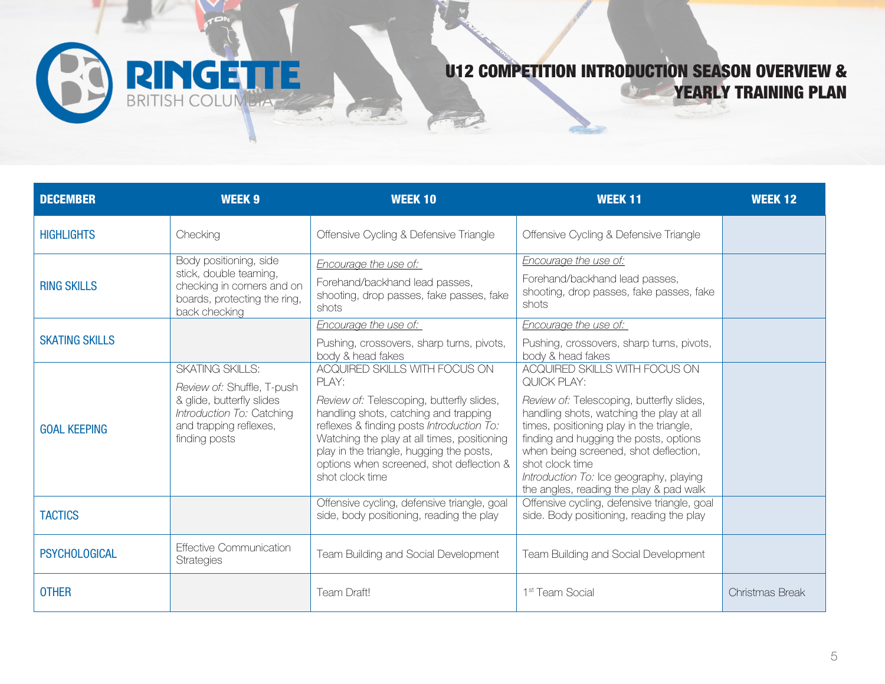# U12 COMPETITION INTRODUCTION SEASON OVERVIEW & YEARLY TRAINING PLAN

| DECEMBER | WEEK 9 | WEEK 10 | WEEK 11 | WEEK 12 |
|---|---|---|---|---|
| HIGHLIGHTS | Checking | Offensive Cycling & Defensive Triangle | Offensive Cycling & Defensive Triangle | |
| RING SKILLS | Body positioning, side stick, double teaming, checking in corners and on boards, protecting the ring, back checking | *Encourage the use of:* Forehand/backhand lead passes, shooting, drop passes, fake passes, fake shots | *Encourage the use of:* Forehand/backhand lead passes, shooting, drop passes, fake passes, fake shots | |
| SKATING SKILLS | | *Encourage the use of:* Pushing, crossovers, sharp turns, pivots, body & head fakes | *Encourage the use of:* Pushing, crossovers, sharp turns, pivots, body & head fakes | |
| GOAL KEEPING | SKATING SKILLS: *Review of:* Shuffle, T-push & glide, butterfly slides *Introduction To:* Catching and trapping reflexes, finding posts | ACQUIRED SKILLS WITH FOCUS ON PLAY: *Review of:* Telescoping, butterfly slides, handling shots, catching and trapping reflexes & finding posts *Introduction To:* Watching the play at all times, positioning play in the triangle, hugging the posts, options when screened, shot deflection & shot clock time | ACQUIRED SKILLS WITH FOCUS ON QUICK PLAY: *Review of:* Telescoping, butterfly slides, handling shots, watching the play at all times, positioning play in the triangle, finding and hugging the posts, options when being screened, shot deflection, shot clock time *Introduction To:* Ice geography, playing the angles, reading the play & pad walk | |
| TACTICS | | Offensive cycling, defensive triangle, goal side, body positioning, reading the play | Offensive cycling, defensive triangle, goal side. Body positioning, reading the play | |
| PSYCHOLOGICAL | Effective Communication Strategies | Team Building and Social Development | Team Building and Social Development | |
| OTHER | | Team Draft! | 1st Team Social | Christmas Break |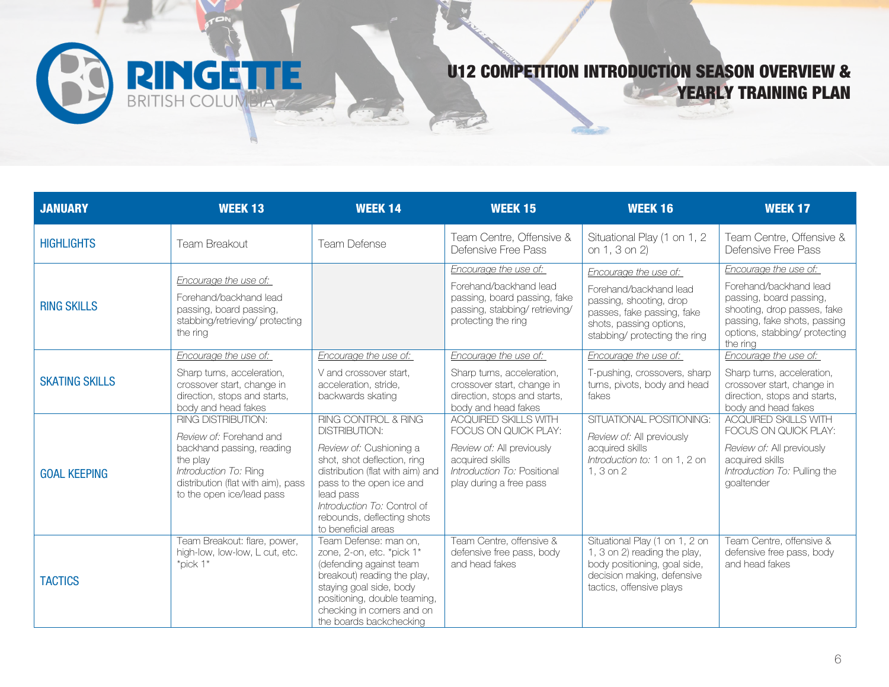# U12 COMPETITION INTRODUCTION SEASON OVERVIEW & YEARLY TRAINING PLAN

| JANUARY | WEEK 13 | WEEK 14 | WEEK 15 | WEEK 16 | WEEK 17 |
|---|---|---|---|---|---|
| HIGHLIGHTS | Team Breakout | Team Defense | Team Centre, Offensive & Defensive Free Pass | Situational Play (1 on 1, 2 on 1, 3 on 2) | Team Centre, Offensive & Defensive Free Pass |
| RING SKILLS | *Encourage the use of:* Forehand/backhand lead passing, board passing, stabbing/retrieving/ protecting the ring | | *Encourage the use of:* Forehand/backhand lead passing, board passing, fake passing, stabbing/ retrieving/ protecting the ring | *Encourage the use of:* Forehand/backhand lead passing, shooting, drop passes, fake passing, fake shots, passing options, stabbing/ protecting the ring | *Encourage the use of:* Forehand/backhand lead passing, board passing, shooting, drop passes, fake passing, fake shots, passing options, stabbing/ protecting the ring |
| SKATING SKILLS | *Encourage the use of:* Sharp turns, acceleration, crossover start, change in direction, stops and starts, body and head fakes | *Encourage the use of:* V and crossover start, acceleration, stride, backwards skating | *Encourage the use of:* Sharp turns, acceleration, crossover start, change in direction, stops and starts, body and head fakes | *Encourage the use of:* T-pushing, crossovers, sharp turns, pivots, body and head fakes | *Encourage the use of:* Sharp turns, acceleration, crossover start, change in direction, stops and starts, body and head fakes |
| GOAL KEEPING | RING DISTRIBUTION: *Review of:* Forehand and backhand passing, reading the play *Introduction To:* Ring distribution (flat with aim), pass to the open ice/lead pass | RING CONTROL & RING DISTRIBUTION: *Review of:* Cushioning a shot, shot deflection, ring distribution (flat with aim) and pass to the open ice and lead pass *Introduction To:* Control of rebounds, deflecting shots to beneficial areas | ACQUIRED SKILLS WITH FOCUS ON QUICK PLAY: *Review of:* All previously acquired skills *Introduction To:* Positional play during a free pass | SITUATIONAL POSITIONING: *Review of:* All previously acquired skills *Introduction to:* 1 on 1, 2 on 1, 3 on 2 | ACQUIRED SKILLS WITH FOCUS ON QUICK PLAY: *Review of:* All previously acquired skills *Introduction To:* Pulling the goaltender |
| TACTICS | Team Breakout: flare, power, high-low, low-low, L cut, etc. *pick 1* | Team Defense: man on, zone, 2-on, etc. *pick 1* (defending against team breakout) reading the play, staying goal side, body positioning, double teaming, checking in corners and on the boards backchecking | Team Centre, offensive & defensive free pass, body and head fakes | Situational Play (1 on 1, 2 on 1, 3 on 2) reading the play, body positioning, goal side, decision making, defensive tactics, offensive plays | Team Centre, offensive & defensive free pass, body and head fakes |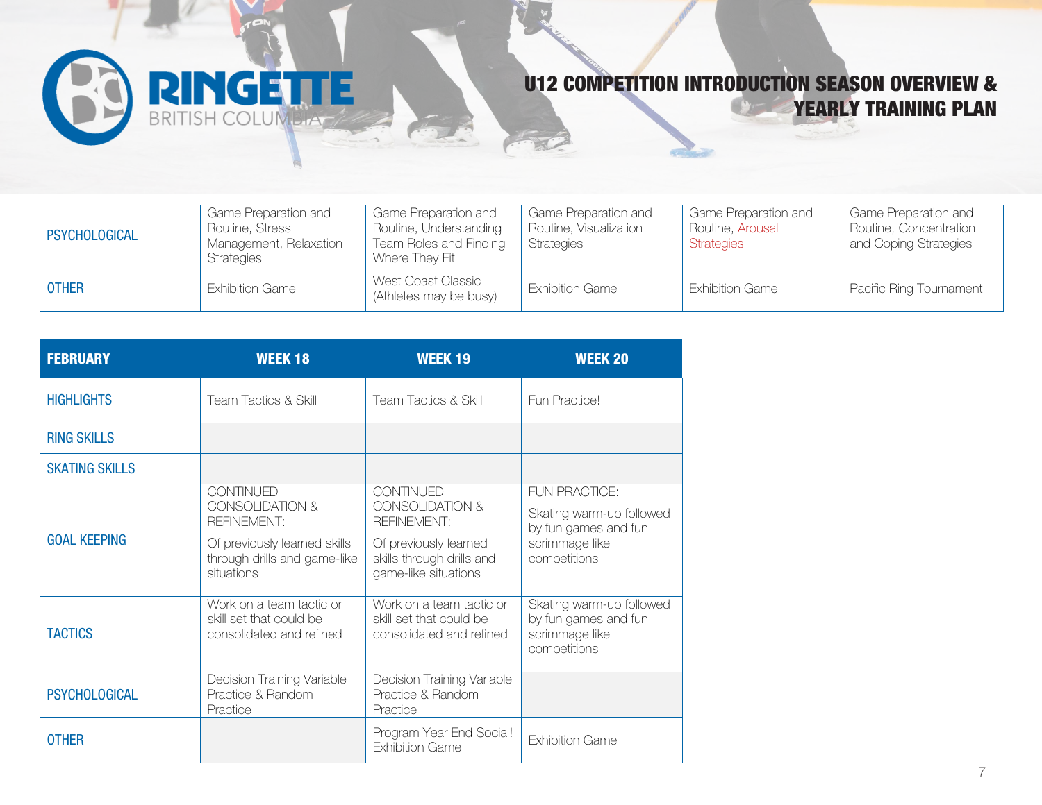# U12 COMPETITION INTRODUCTION SEASON OVERVIEW & YEARLY TRAINING PLAN

| | | | | | |
|---|---|---|---|---|---|
| **PSYCHOLOGICAL** | Game Preparation and Routine, Stress Management, Relaxation Strategies | Game Preparation and Routine, Understanding Team Roles and Finding Where They Fit | Game Preparation and Routine, Visualization Strategies | Game Preparation and Routine, Arousal Strategies | Game Preparation and Routine, Concentration and Coping Strategies |
| **OTHER** | Exhibition Game | West Coast Classic (Athletes may be busy) | Exhibition Game | Exhibition Game | Pacific Ring Tournament |

| FEBRUARY | WEEK 18 | WEEK 19 | WEEK 20 |
|---|---|---|---|
| **HIGHLIGHTS** | Team Tactics & Skill | Team Tactics & Skill | Fun Practice! |
| **RING SKILLS** | | | |
| **SKATING SKILLS** | | | |
| **GOAL KEEPING** | CONTINUED CONSOLIDATION & REFINEMENT: Of previously learned skills through drills and game-like situations | CONTINUED CONSOLIDATION & REFINEMENT: Of previously learned skills through drills and game-like situations | FUN PRACTICE: Skating warm-up followed by fun games and fun scrimmage like competitions |
| **TACTICS** | Work on a team tactic or skill set that could be consolidated and refined | Work on a team tactic or skill set that could be consolidated and refined | Skating warm-up followed by fun games and fun scrimmage like competitions |
| **PSYCHOLOGICAL** | Decision Training Variable Practice & Random Practice | Decision Training Variable Practice & Random Practice | |
| **OTHER** | | Program Year End Social! Exhibition Game | Exhibition Game |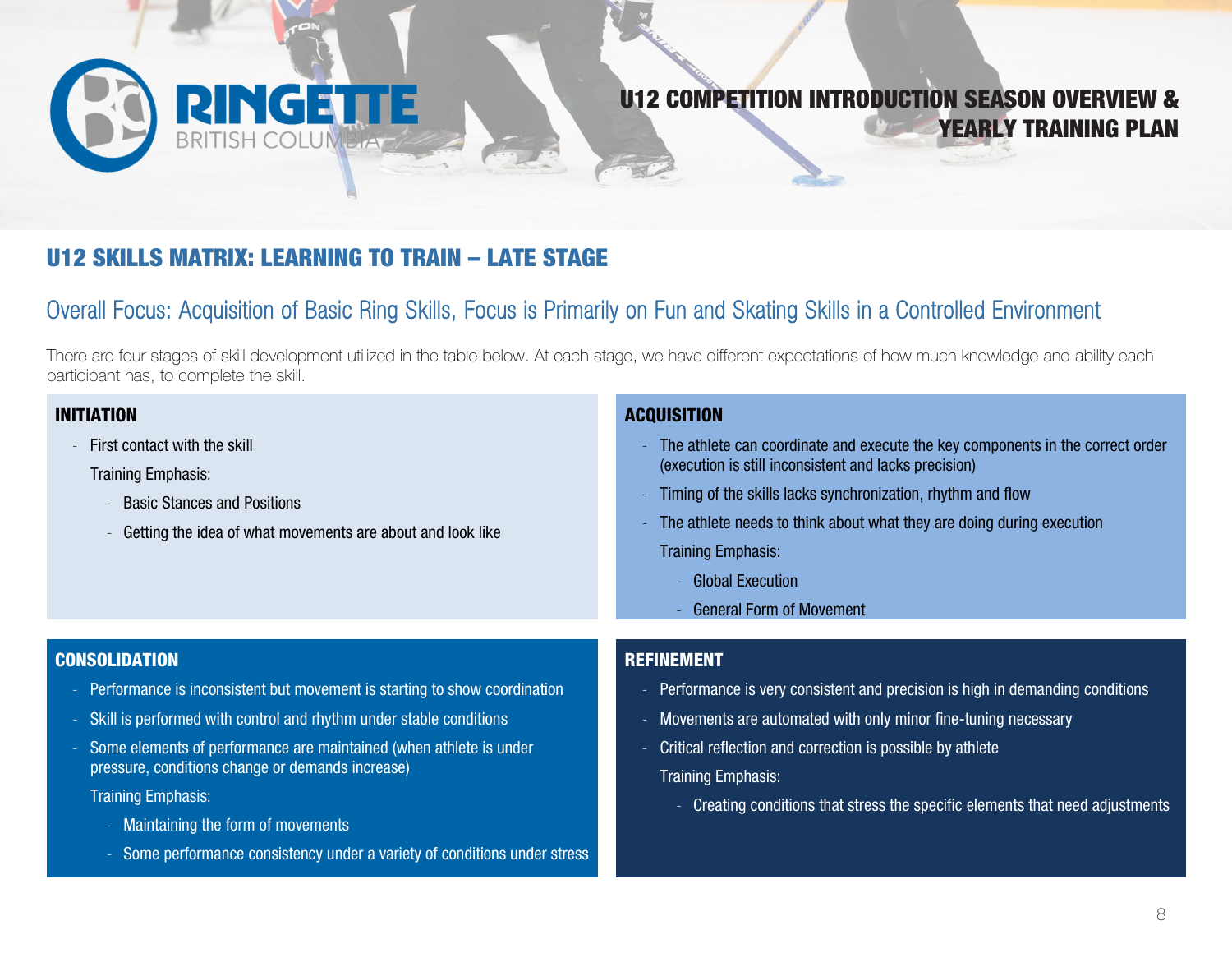# U12 SKILLS MATRIX: LEARNING TO TRAIN – LATE STAGE

## Overall Focus: Acquisition of Basic Ring Skills, Focus is Primarily on Fun and Skating Skills in a Controlled Environment

There are four stages of skill development utilized in the table below. At each stage, we have different expectations of how much knowledge and ability each participant has, to complete the skill.

### INITIATION

- First contact with the skill

  Training Emphasis:

  - Basic Stances and Positions
  - Getting the idea of what movements are about and look like

### ACQUISITION

- The athlete can coordinate and execute the key components in the correct order (execution is still inconsistent and lacks precision)
- Timing of the skills lacks synchronization, rhythm and flow
- The athlete needs to think about what they are doing during execution

  Training Emphasis:

  - Global Execution
  - General Form of Movement

### CONSOLIDATION

- Performance is inconsistent but movement is starting to show coordination
- Skill is performed with control and rhythm under stable conditions
- Some elements of performance are maintained (when athlete is under pressure, conditions change or demands increase)

  Training Emphasis:

  - Maintaining the form of movements
  - Some performance consistency under a variety of conditions under stress

### REFINEMENT

- Performance is very consistent and precision is high in demanding conditions
- Movements are automated with only minor fine-tuning necessary
- Critical reflection and correction is possible by athlete

  Training Emphasis:

  - Creating conditions that stress the specific elements that need adjustments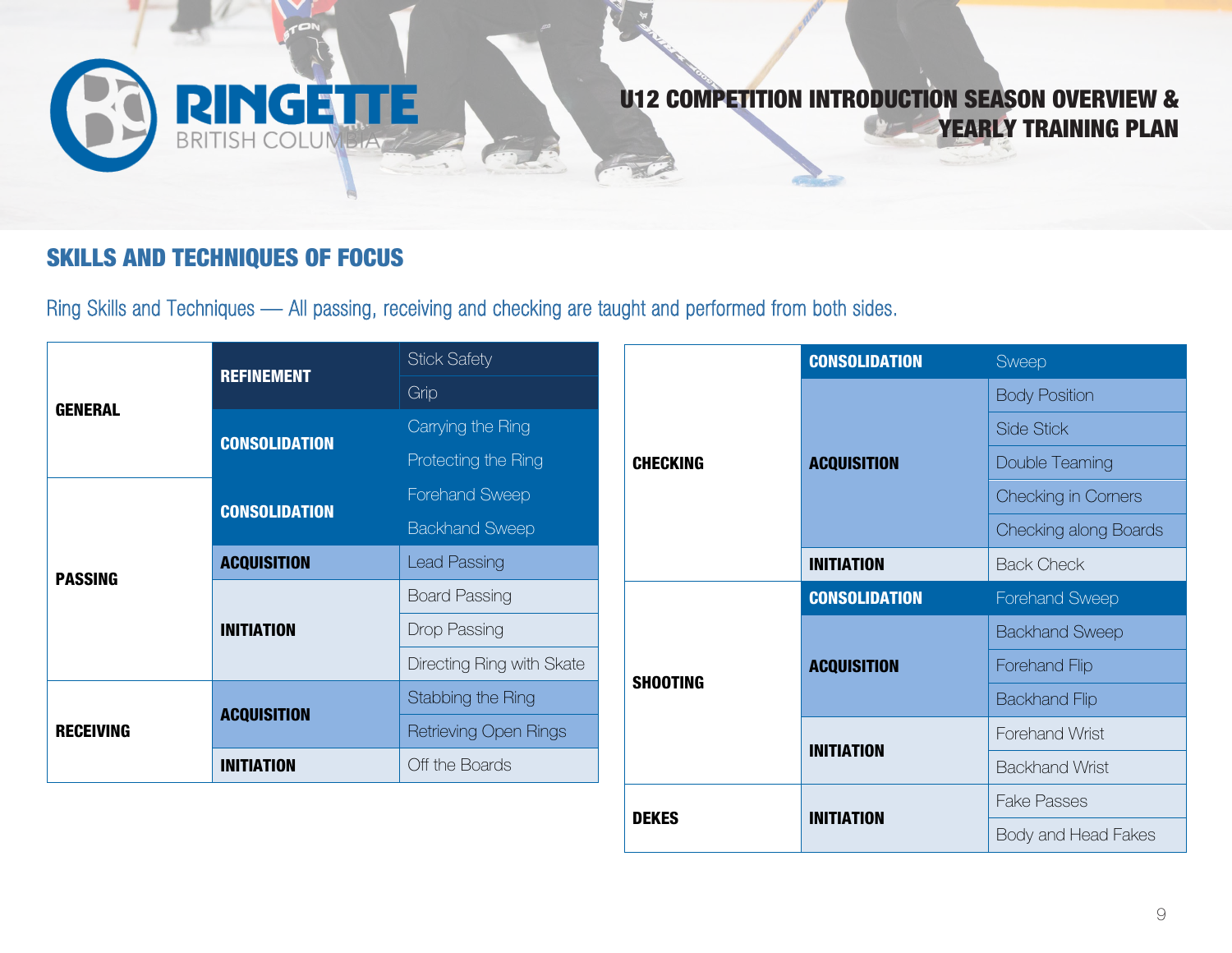# U12 COMPETITION INTRODUCTION SEASON OVERVIEW & YEARLY TRAINING PLAN

## SKILLS AND TECHNIQUES OF FOCUS

Ring Skills and Techniques — All passing, receiving and checking are taught and performed from both sides.

| | | |
|---|---|---|
| **GENERAL** | **REFINEMENT** | Stick Safety |
| | | Grip |
| | **CONSOLIDATION** | Carrying the Ring |
| | | Protecting the Ring |
| **PASSING** | **CONSOLIDATION** | Forehand Sweep |
| | | Backhand Sweep |
| | **ACQUISITION** | Lead Passing |
| | **INITIATION** | Board Passing |
| | | Drop Passing |
| | | Directing Ring with Skate |
| **RECEIVING** | **ACQUISITION** | Stabbing the Ring |
| | | Retrieving Open Rings |
| | **INITIATION** | Off the Boards |

| | | |
|---|---|---|
| **CHECKING** | **CONSOLIDATION** | Sweep |
| | **ACQUISITION** | Body Position |
| | | Side Stick |
| | | Double Teaming |
| | | Checking in Corners |
| | | Checking along Boards |
| | **INITIATION** | Back Check |
| **SHOOTING** | **CONSOLIDATION** | Forehand Sweep |
| | **ACQUISITION** | Backhand Sweep |
| | | Forehand Flip |
| | | Backhand Flip |
| | **INITIATION** | Forehand Wrist |
| | | Backhand Wrist |
| **DEKES** | **INITIATION** | Fake Passes |
| | | Body and Head Fakes |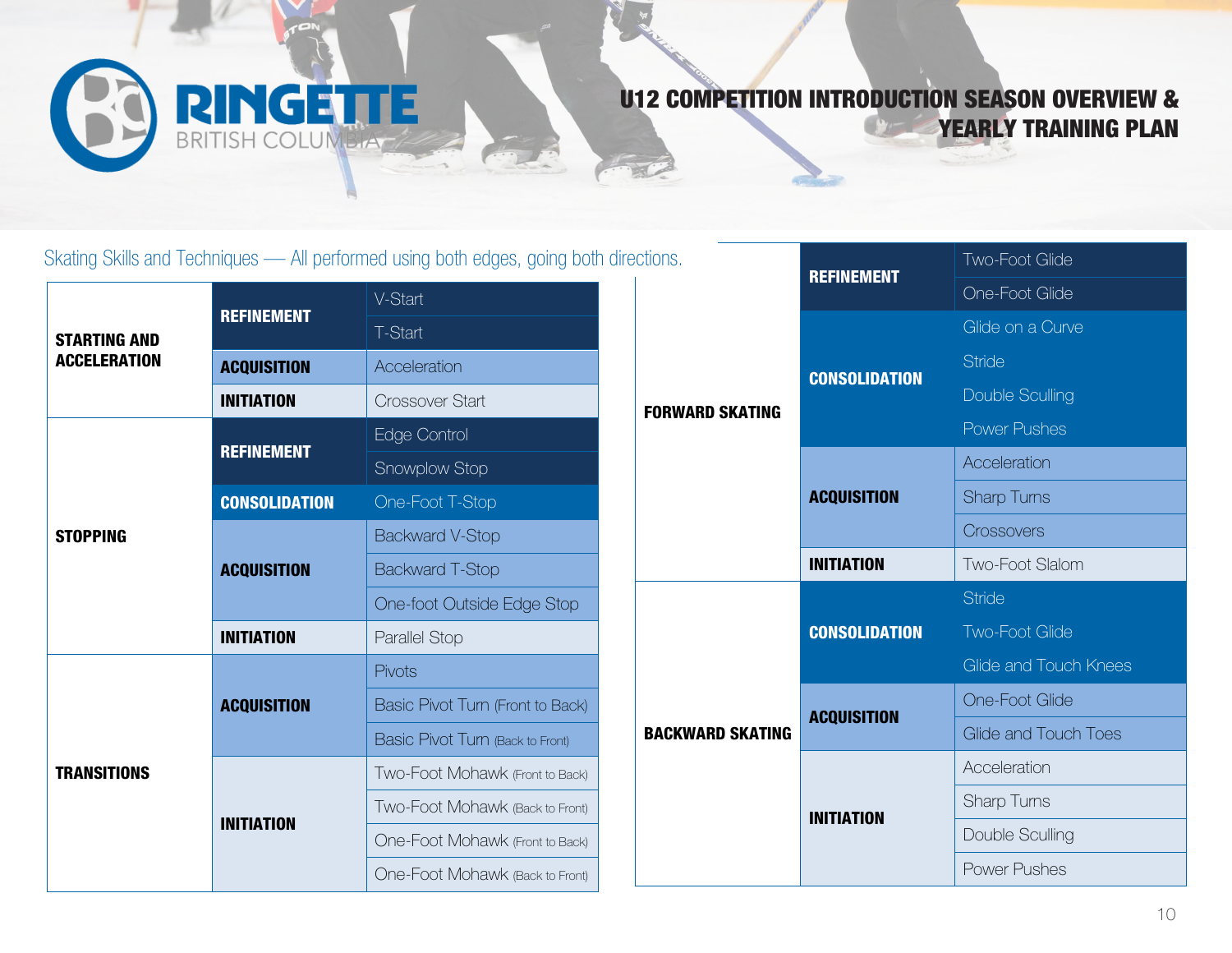# U12 COMPETITION INTRODUCTION SEASON OVERVIEW & YEARLY TRAINING PLAN

Skating Skills and Techniques — All performed using both edges, going both directions.

| Skill Area | Stage | Technique |
|---|---|---|
| STARTING AND ACCELERATION | REFINEMENT | V-Start |
| | | T-Start |
| | ACQUISITION | Acceleration |
| | INITIATION | Crossover Start |
| STOPPING | REFINEMENT | Edge Control |
| | | Snowplow Stop |
| | CONSOLIDATION | One-Foot T-Stop |
| | ACQUISITION | Backward V-Stop |
| | | Backward T-Stop |
| | | One-foot Outside Edge Stop |
| | INITIATION | Parallel Stop |
| TRANSITIONS | ACQUISITION | Pivots |
| | | Basic Pivot Turn (Front to Back) |
| | | Basic Pivot Turn (Back to Front) |
| | INITIATION | Two-Foot Mohawk (Front to Back) |
| | | Two-Foot Mohawk (Back to Front) |
| | | One-Foot Mohawk (Front to Back) |
| | | One-Foot Mohawk (Back to Front) |

| Skill Area | Stage | Technique |
|---|---|---|
| FORWARD SKATING | REFINEMENT | Two-Foot Glide |
| | | One-Foot Glide |
| | CONSOLIDATION | Glide on a Curve |
| | | Stride |
| | | Double Sculling |
| | | Power Pushes |
| | ACQUISITION | Acceleration |
| | | Sharp Turns |
| | | Crossovers |
| | INITIATION | Two-Foot Slalom |
| BACKWARD SKATING | CONSOLIDATION | Stride |
| | | Two-Foot Glide |
| | | Glide and Touch Knees |
| | ACQUISITION | One-Foot Glide |
| | | Glide and Touch Toes |
| | INITIATION | Acceleration |
| | | Sharp Turns |
| | | Double Sculling |
| | | Power Pushes |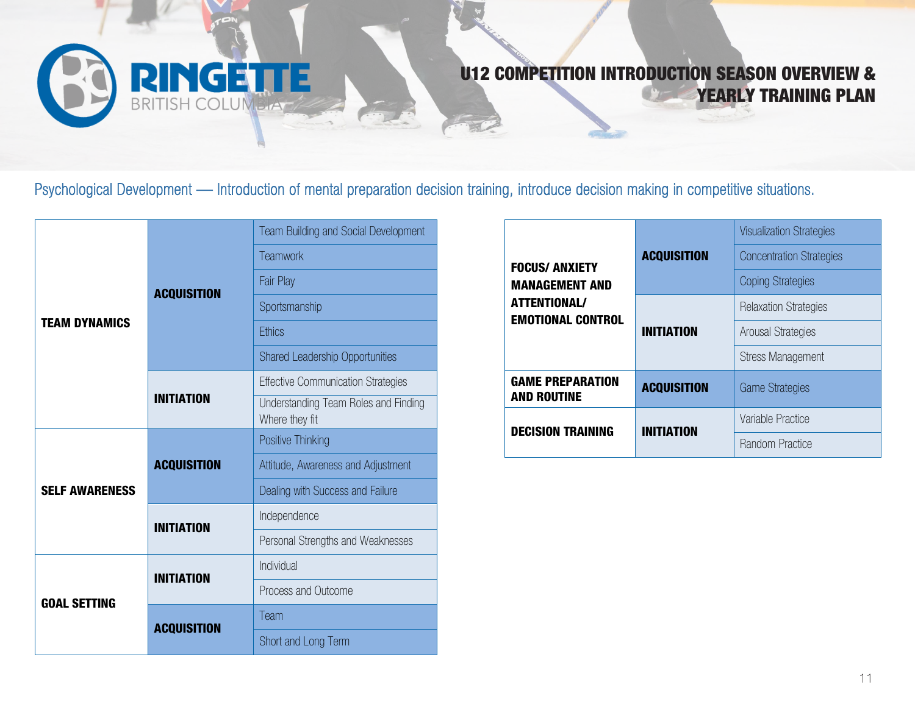# U12 COMPETITION INTRODUCTION SEASON OVERVIEW & YEARLY TRAINING PLAN

Psychological Development — Introduction of mental preparation decision training, introduce decision making in competitive situations.

| | | |
|---|---|---|
| **TEAM DYNAMICS** | **ACQUISITION** | Team Building and Social Development |
| | | Teamwork |
| | | Fair Play |
| | | Sportsmanship |
| | | Ethics |
| | | Shared Leadership Opportunities |
| | **INITIATION** | Effective Communication Strategies |
| | | Understanding Team Roles and Finding Where they fit |
| **SELF AWARENESS** | **ACQUISITION** | Positive Thinking |
| | | Attitude, Awareness and Adjustment |
| | | Dealing with Success and Failure |
| | **INITIATION** | Independence |
| | | Personal Strengths and Weaknesses |
| **GOAL SETTING** | **INITIATION** | Individual |
| | | Process and Outcome |
| | **ACQUISITION** | Team |
| | | Short and Long Term |

| | | |
|---|---|---|
| **FOCUS/ ANXIETY MANAGEMENT AND ATTENTIONAL/ EMOTIONAL CONTROL** | **ACQUISITION** | Visualization Strategies |
| | | Concentration Strategies |
| | | Coping Strategies |
| | **INITIATION** | Relaxation Strategies |
| | | Arousal Strategies |
| | | Stress Management |
| **GAME PREPARATION AND ROUTINE** | **ACQUISITION** | Game Strategies |
| **DECISION TRAINING** | **INITIATION** | Variable Practice |
| | | Random Practice |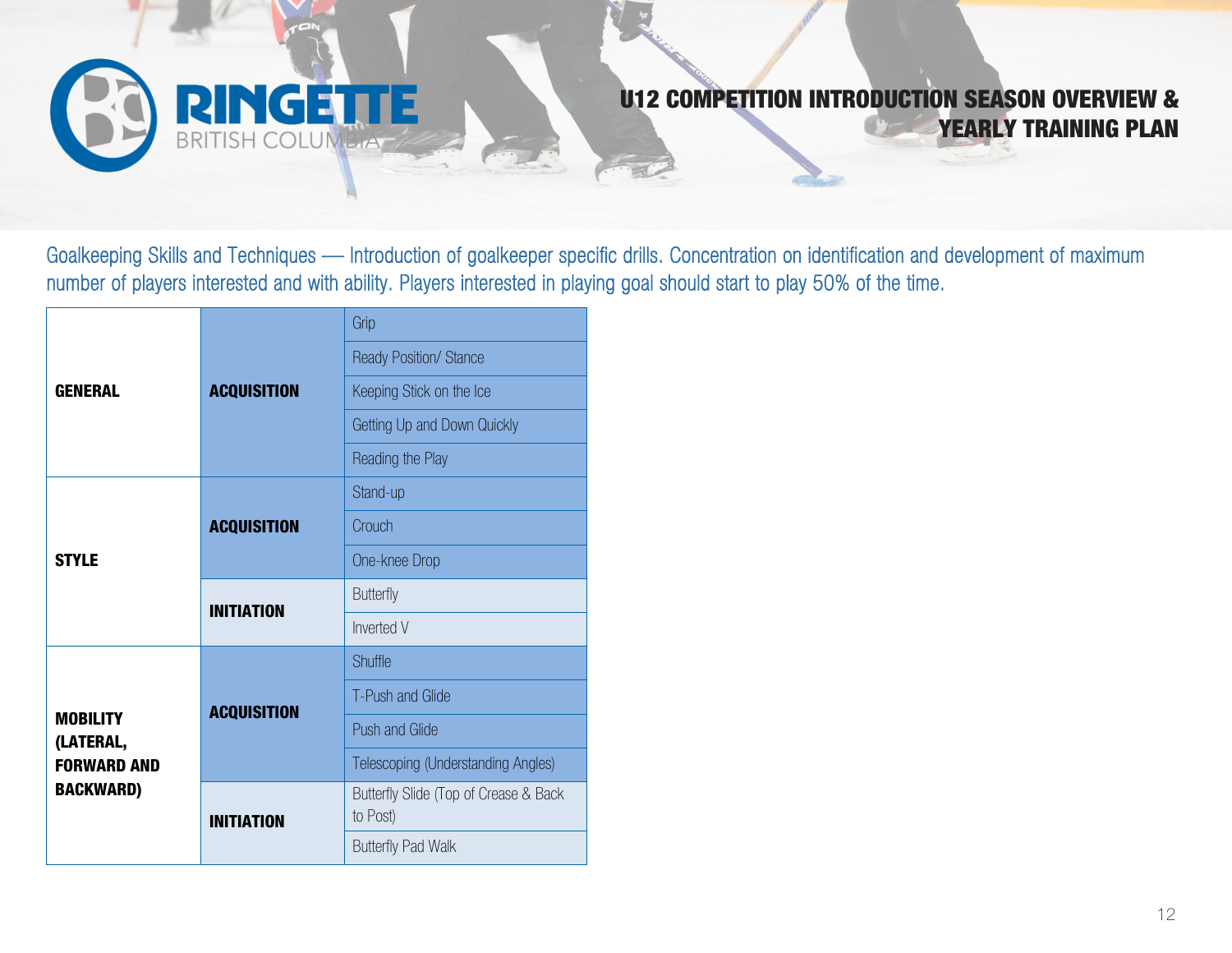Goalkeeping Skills and Techniques — Introduction of goalkeeper specific drills. Concentration on identification and development of maximum number of players interested and with ability. Players interested in playing goal should start to play 50% of the time.

| | | |
|---|---|---|
| **GENERAL** | **ACQUISITION** | Grip |
| | | Ready Position/ Stance |
| | | Keeping Stick on the Ice |
| | | Getting Up and Down Quickly |
| | | Reading the Play |
| **STYLE** | **ACQUISITION** | Stand-up |
| | | Crouch |
| | | One-knee Drop |
| | **INITIATION** | Butterfly |
| | | Inverted V |
| **MOBILITY (LATERAL, FORWARD AND BACKWARD)** | **ACQUISITION** | Shuffle |
| | | T-Push and Glide |
| | | Push and Glide |
| | | Telescoping (Understanding Angles) |
| | **INITIATION** | Butterfly Slide (Top of Crease & Back to Post) |
| | | Butterfly Pad Walk |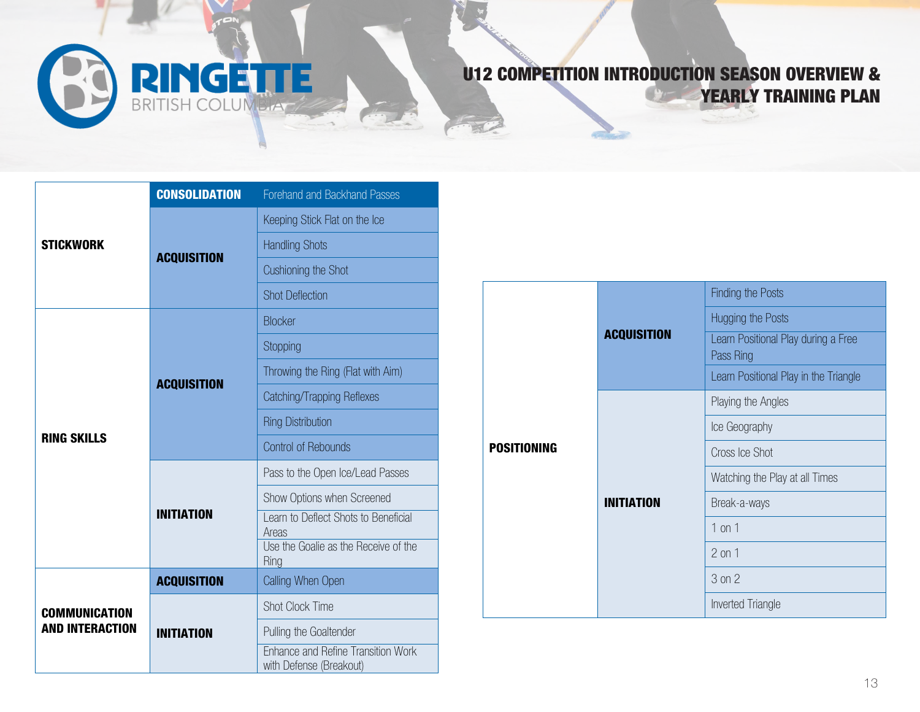# U12 COMPETITION INTRODUCTION SEASON OVERVIEW & YEARLY TRAINING PLAN

| | | |
|---|---|---|
| **STICKWORK** | **CONSOLIDATION** | Forehand and Backhand Passes |
| | **ACQUISITION** | Keeping Stick Flat on the Ice |
| | | Handling Shots |
| | | Cushioning the Shot |
| | | Shot Deflection |
| **RING SKILLS** | **ACQUISITION** | Blocker |
| | | Stopping |
| | | Throwing the Ring (Flat with Aim) |
| | | Catching/Trapping Reflexes |
| | | Ring Distribution |
| | | Control of Rebounds |
| | **INITIATION** | Pass to the Open Ice/Lead Passes |
| | | Show Options when Screened |
| | | Learn to Deflect Shots to Beneficial Areas |
| | | Use the Goalie as the Receive of the Ring |
| **COMMUNICATION AND INTERACTION** | **ACQUISITION** | Calling When Open |
| | **INITIATION** | Shot Clock Time |
| | | Pulling the Goaltender |
| | | Enhance and Refine Transition Work with Defense (Breakout) |

| | | |
|---|---|---|
| **POSITIONING** | **ACQUISITION** | Finding the Posts |
| | | Hugging the Posts |
| | | Learn Positional Play during a Free Pass Ring |
| | | Learn Positional Play in the Triangle |
| | **INITIATION** | Playing the Angles |
| | | Ice Geography |
| | | Cross Ice Shot |
| | | Watching the Play at all Times |
| | | Break-a-ways |
| | | 1 on 1 |
| | | 2 on 1 |
| | | 3 on 2 |
| | | Inverted Triangle |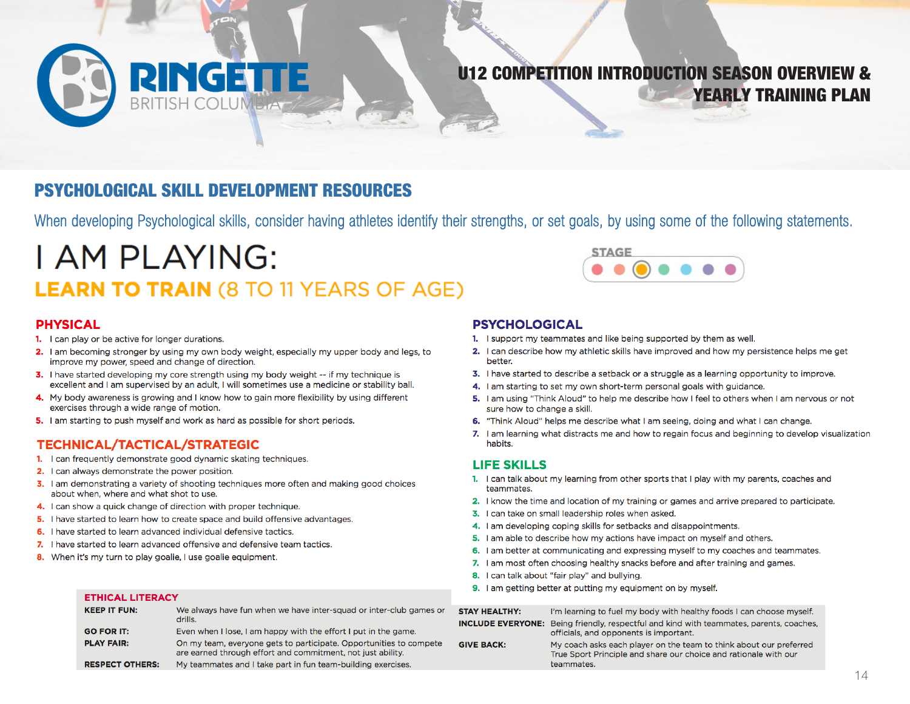# RINGETTE BRITISH COLUMBIA

## U12 COMPETITION INTRODUCTION SEASON OVERVIEW & YEARLY TRAINING PLAN

## PSYCHOLOGICAL SKILL DEVELOPMENT RESOURCES

When developing Psychological skills, consider having athletes identify their strengths, or set goals, by using some of the following statements.

# I AM PLAYING:

## LEARN TO TRAIN (8 TO 11 YEARS OF AGE)

STAGE

### PHYSICAL

1. I can play or be active for longer durations.
2. I am becoming stronger by using my own body weight, especially my upper body and legs, to improve my power, speed and change of direction.
3. I have started developing my core strength using my body weight -- if my technique is excellent and I am supervised by an adult, I will sometimes use a medicine or stability ball.
4. My body awareness is growing and I know how to gain more flexibility by using different exercises through a wide range of motion.
5. I am starting to push myself and work as hard as possible for short periods.

### TECHNICAL/TACTICAL/STRATEGIC

1. I can frequently demonstrate good dynamic skating techniques.
2. I can always demonstrate the power position.
3. I am demonstrating a variety of shooting techniques more often and making good choices about when, where and what shot to use.
4. I can show a quick change of direction with proper technique.
5. I have started to learn how to create space and build offensive advantages.
6. I have started to learn advanced individual defensive tactics.
7. I have started to learn advanced offensive and defensive team tactics.
8. When it's my turn to play goalie, I use goalie equipment.

### PSYCHOLOGICAL

1. I support my teammates and like being supported by them as well.
2. I can describe how my athletic skills have improved and how my persistence helps me get better.
3. I have started to describe a setback or a struggle as a learning opportunity to improve.
4. I am starting to set my own short-term personal goals with guidance.
5. I am using "Think Aloud" to help me describe how I feel to others when I am nervous or not sure how to change a skill.
6. "Think Aloud" helps me describe what I am seeing, doing and what I can change.
7. I am learning what distracts me and how to regain focus and beginning to develop visualization habits.

### LIFE SKILLS

1. I can talk about my learning from other sports that I play with my parents, coaches and teammates.
2. I know the time and location of my training or games and arrive prepared to participate.
3. I can take on small leadership roles when asked.
4. I am developing coping skills for setbacks and disappointments.
5. I am able to describe how my actions have impact on myself and others.
6. I am better at communicating and expressing myself to my coaches and teammates.
7. I am most often choosing healthy snacks before and after training and games.
8. I can talk about "fair play" and bullying.
9. I am getting better at putting my equipment on by myself.

### ETHICAL LITERACY

| | |
|---|---|
| **KEEP IT FUN:** | We always have fun when we have inter-squad or inter-club games or drills. |
| **GO FOR IT:** | Even when I lose, I am happy with the effort I put in the game. |
| **PLAY FAIR:** | On my team, everyone gets to participate. Opportunities to compete are earned through effort and commitment, not just ability. |
| **RESPECT OTHERS:** | My teammates and I take part in fun team-building exercises. |
| **STAY HEALTHY:** | I'm learning to fuel my body with healthy foods I can choose myself. |
| **INCLUDE EVERYONE:** | Being friendly, respectful and kind with teammates, parents, coaches, officials, and opponents is important. |
| **GIVE BACK:** | My coach asks each player on the team to think about our preferred True Sport Principle and share our choice and rationale with our teammates. |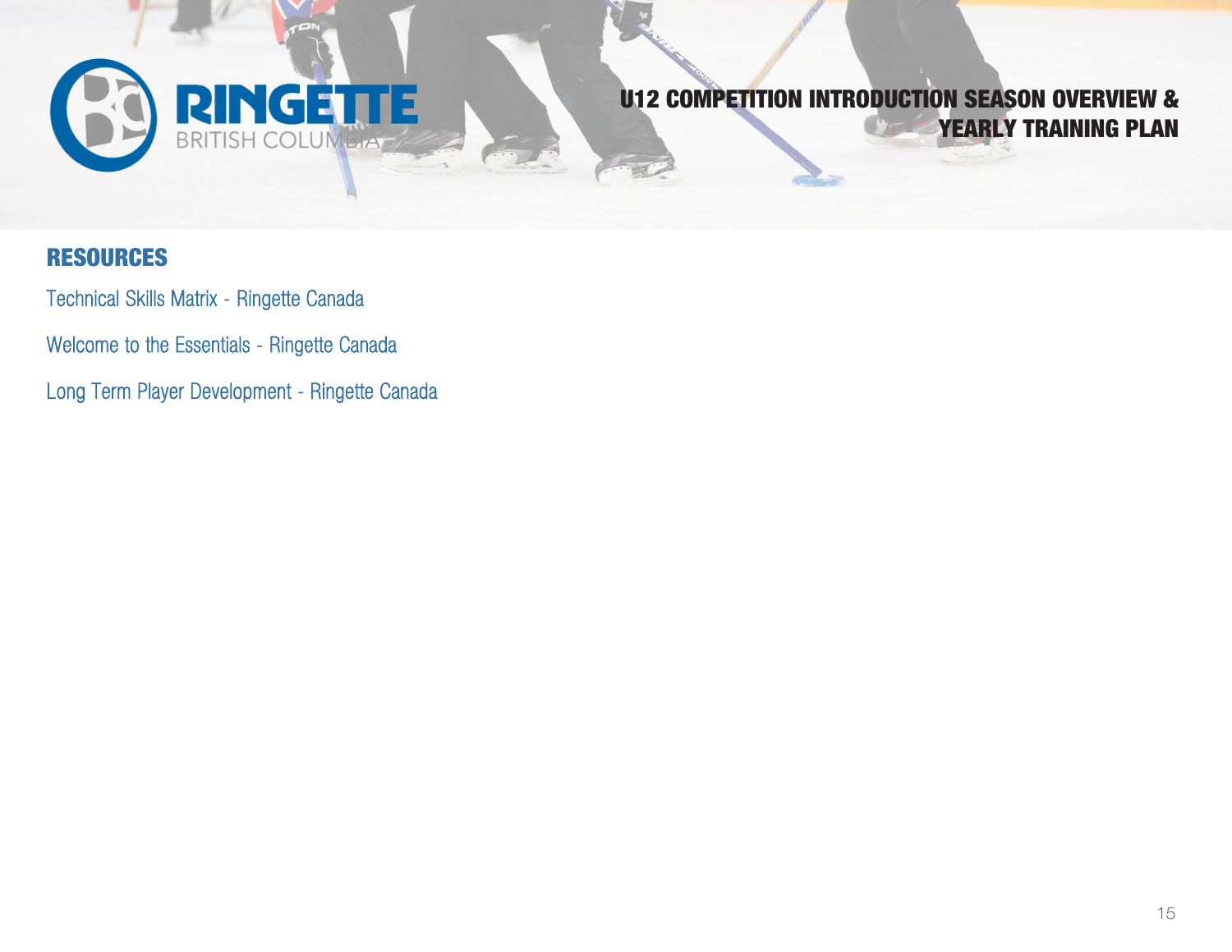## RESOURCES

Technical Skills Matrix - Ringette Canada

Welcome to the Essentials - Ringette Canada

Long Term Player Development - Ringette Canada